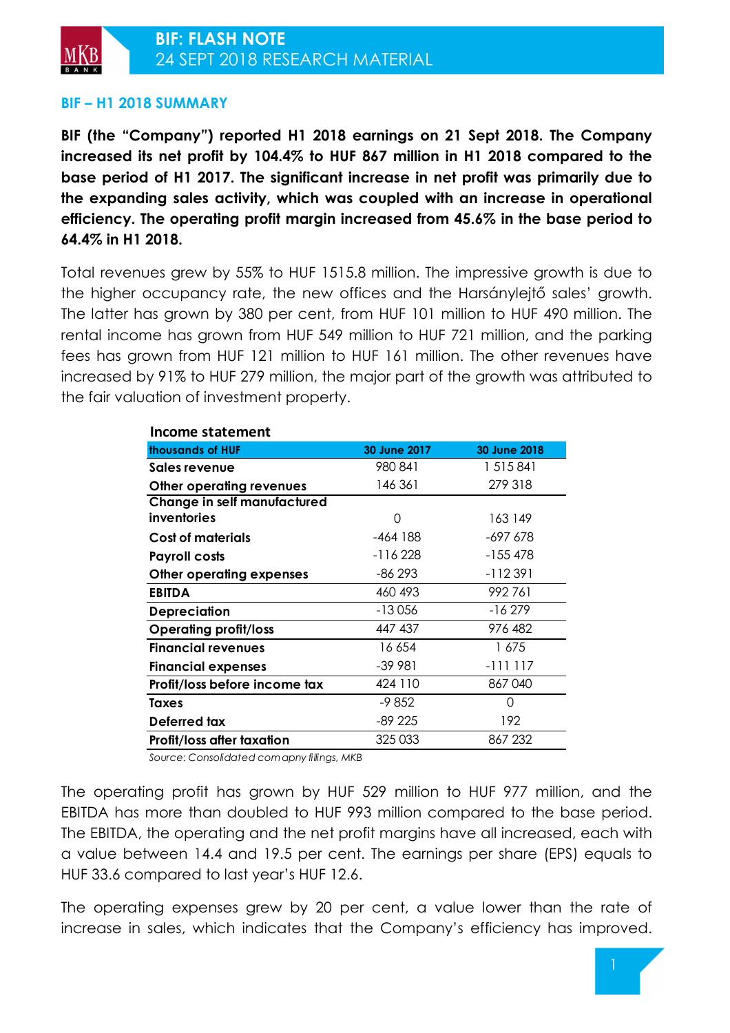# BIF: FLASH NOTE

24 SEPT 2018 RESEARCH MATERIAL

## BIF – H1 2018 SUMMARY

**BIF (the "Company") reported H1 2018 earnings on 21 Sept 2018. The Company increased its net profit by 104.4% to HUF 867 million in H1 2018 compared to the base period of H1 2017. The significant increase in net profit was primarily due to the expanding sales activity, which was coupled with an increase in operational efficiency. The operating profit margin increased from 45.6% in the base period to 64.4% in H1 2018.**

Total revenues grew by 55% to HUF 1515.8 million. The impressive growth is due to the higher occupancy rate, the new offices and the Harsánylejtő sales' growth. The latter has grown by 380 per cent, from HUF 101 million to HUF 490 million. The rental income has grown from HUF 549 million to HUF 721 million, and the parking fees has grown from HUF 121 million to HUF 161 million. The other revenues have increased by 91% to HUF 279 million, the major part of the growth was attributed to the fair valuation of investment property.

**Income statement**

| thousands of HUF | 30 June 2017 | 30 June 2018 |
|---|---|---|
| **Sales revenue** | 980 841 | 1 515 841 |
| **Other operating revenues** | 146 361 | 279 318 |
| **Change in self manufactured inventories** | 0 | 163 149 |
| **Cost of materials** | -464 188 | -697 678 |
| **Payroll costs** | -116 228 | -155 478 |
| **Other operating expenses** | -86 293 | -112 391 |
| **EBITDA** | 460 493 | 992 761 |
| **Depreciation** | -13 056 | -16 279 |
| **Operating profit/loss** | 447 437 | 976 482 |
| **Financial revenues** | 16 654 | 1 675 |
| **Financial expenses** | -39 981 | -111 117 |
| **Profit/loss before income tax** | 424 110 | 867 040 |
| **Taxes** | -9 852 | 0 |
| **Deferred tax** | -89 225 | 192 |
| **Profit/loss after taxation** | 325 033 | 867 232 |

*Source: Consolidated comapny fillings, MKB*

The operating profit has grown by HUF 529 million to HUF 977 million, and the EBITDA has more than doubled to HUF 993 million compared to the base period. The EBITDA, the operating and the net profit margins have all increased, each with a value between 14.4 and 19.5 per cent. The earnings per share (EPS) equals to HUF 33.6 compared to last year's HUF 12.6.

The operating expenses grew by 20 per cent, a value lower than the rate of increase in sales, which indicates that the Company's efficiency has improved.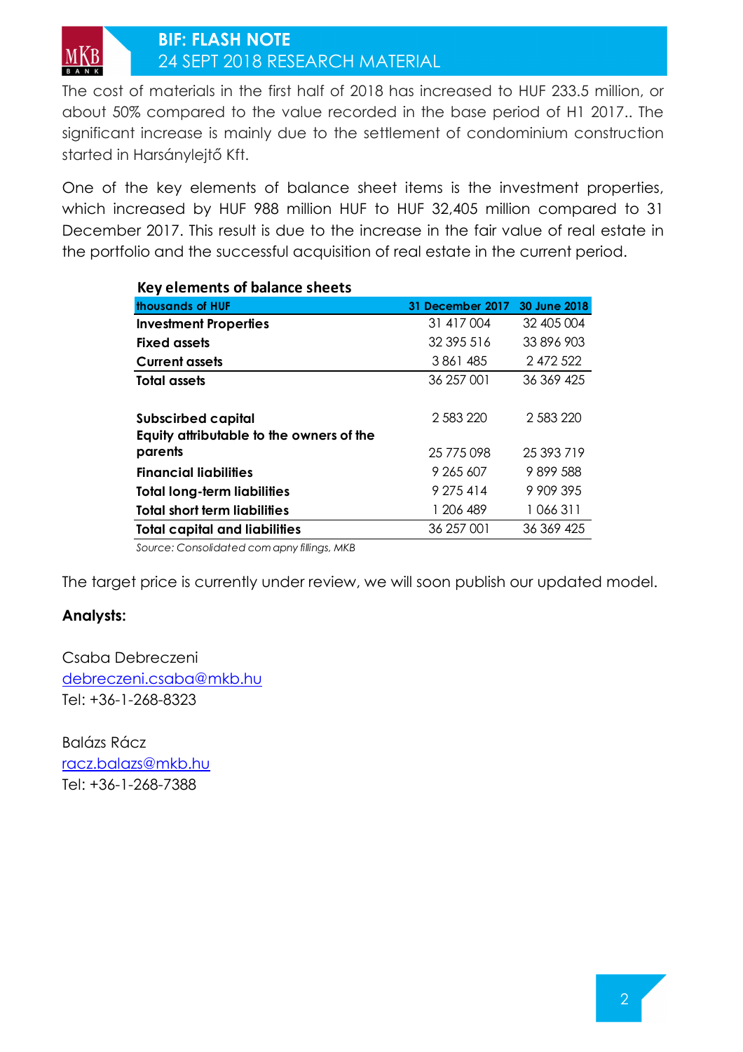The cost of materials in the first half of 2018 has increased to HUF 233.5 million, or about 50% compared to the value recorded in the base period of H1 2017.. The significant increase is mainly due to the settlement of condominium construction started in Harsánylejtő Kft.

One of the key elements of balance sheet items is the investment properties, which increased by HUF 988 million HUF to HUF 32,405 million compared to 31 December 2017. This result is due to the increase in the fair value of real estate in the portfolio and the successful acquisition of real estate in the current period.

**Key elements of balance sheets**

| thousands of HUF | 31 December 2017 | 30 June 2018 |
|---|---|---|
| **Investment Properties** | 31 417 004 | 32 405 004 |
| **Fixed assets** | 32 395 516 | 33 896 903 |
| **Current assets** | 3 861 485 | 2 472 522 |
| **Total assets** | 36 257 001 | 36 369 425 |
| | | |
| **Subscirbed capital** | 2 583 220 | 2 583 220 |
| **Equity attributable to the owners of the parents** | 25 775 098 | 25 393 719 |
| **Financial liabilities** | 9 265 607 | 9 899 588 |
| **Total long-term liabilities** | 9 275 414 | 9 909 395 |
| **Total short term liabilities** | 1 206 489 | 1 066 311 |
| **Total capital and liabilities** | 36 257 001 | 36 369 425 |

*Source: Consolidated comapny fillings, MKB*

The target price is currently under review, we will soon publish our updated model.

**Analysts:**

Csaba Debreczeni
debreczeni.csaba@mkb.hu
Tel: +36-1-268-8323

Balázs Rácz
racz.balazs@mkb.hu
Tel: +36-1-268-7388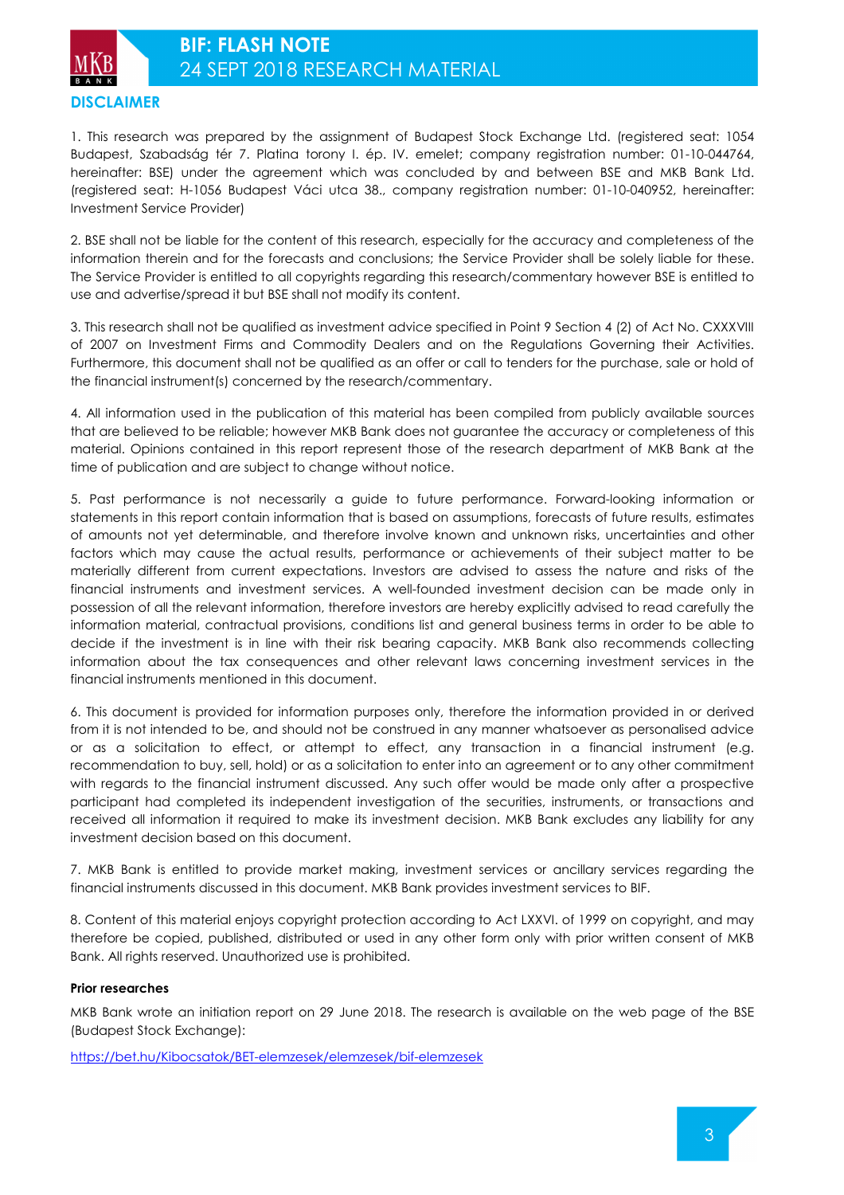## DISCLAIMER

1. This research was prepared by the assignment of Budapest Stock Exchange Ltd. (registered seat: 1054 Budapest, Szabadság tér 7. Platina torony I. ép. IV. emelet; company registration number: 01-10-044764, hereinafter: BSE) under the agreement which was concluded by and between BSE and MKB Bank Ltd. (registered seat: H-1056 Budapest Váci utca 38., company registration number: 01-10-040952, hereinafter: Investment Service Provider)

2. BSE shall not be liable for the content of this research, especially for the accuracy and completeness of the information therein and for the forecasts and conclusions; the Service Provider shall be solely liable for these. The Service Provider is entitled to all copyrights regarding this research/commentary however BSE is entitled to use and advertise/spread it but BSE shall not modify its content.

3. This research shall not be qualified as investment advice specified in Point 9 Section 4 (2) of Act No. CXXXVIII of 2007 on Investment Firms and Commodity Dealers and on the Regulations Governing their Activities. Furthermore, this document shall not be qualified as an offer or call to tenders for the purchase, sale or hold of the financial instrument(s) concerned by the research/commentary.

4. All information used in the publication of this material has been compiled from publicly available sources that are believed to be reliable; however MKB Bank does not guarantee the accuracy or completeness of this material. Opinions contained in this report represent those of the research department of MKB Bank at the time of publication and are subject to change without notice.

5. Past performance is not necessarily a guide to future performance. Forward-looking information or statements in this report contain information that is based on assumptions, forecasts of future results, estimates of amounts not yet determinable, and therefore involve known and unknown risks, uncertainties and other factors which may cause the actual results, performance or achievements of their subject matter to be materially different from current expectations. Investors are advised to assess the nature and risks of the financial instruments and investment services. A well-founded investment decision can be made only in possession of all the relevant information, therefore investors are hereby explicitly advised to read carefully the information material, contractual provisions, conditions list and general business terms in order to be able to decide if the investment is in line with their risk bearing capacity. MKB Bank also recommends collecting information about the tax consequences and other relevant laws concerning investment services in the financial instruments mentioned in this document.

6. This document is provided for information purposes only, therefore the information provided in or derived from it is not intended to be, and should not be construed in any manner whatsoever as personalised advice or as a solicitation to effect, or attempt to effect, any transaction in a financial instrument (e.g. recommendation to buy, sell, hold) or as a solicitation to enter into an agreement or to any other commitment with regards to the financial instrument discussed. Any such offer would be made only after a prospective participant had completed its independent investigation of the securities, instruments, or transactions and received all information it required to make its investment decision. MKB Bank excludes any liability for any investment decision based on this document.

7. MKB Bank is entitled to provide market making, investment services or ancillary services regarding the financial instruments discussed in this document. MKB Bank provides investment services to BIF.

8. Content of this material enjoys copyright protection according to Act LXXVI. of 1999 on copyright, and may therefore be copied, published, distributed or used in any other form only with prior written consent of MKB Bank. All rights reserved. Unauthorized use is prohibited.

**Prior researches**

MKB Bank wrote an initiation report on 29 June 2018. The research is available on the web page of the BSE (Budapest Stock Exchange):

https://bet.hu/Kibocsatok/BET-elemzesek/elemzesek/bif-elemzesek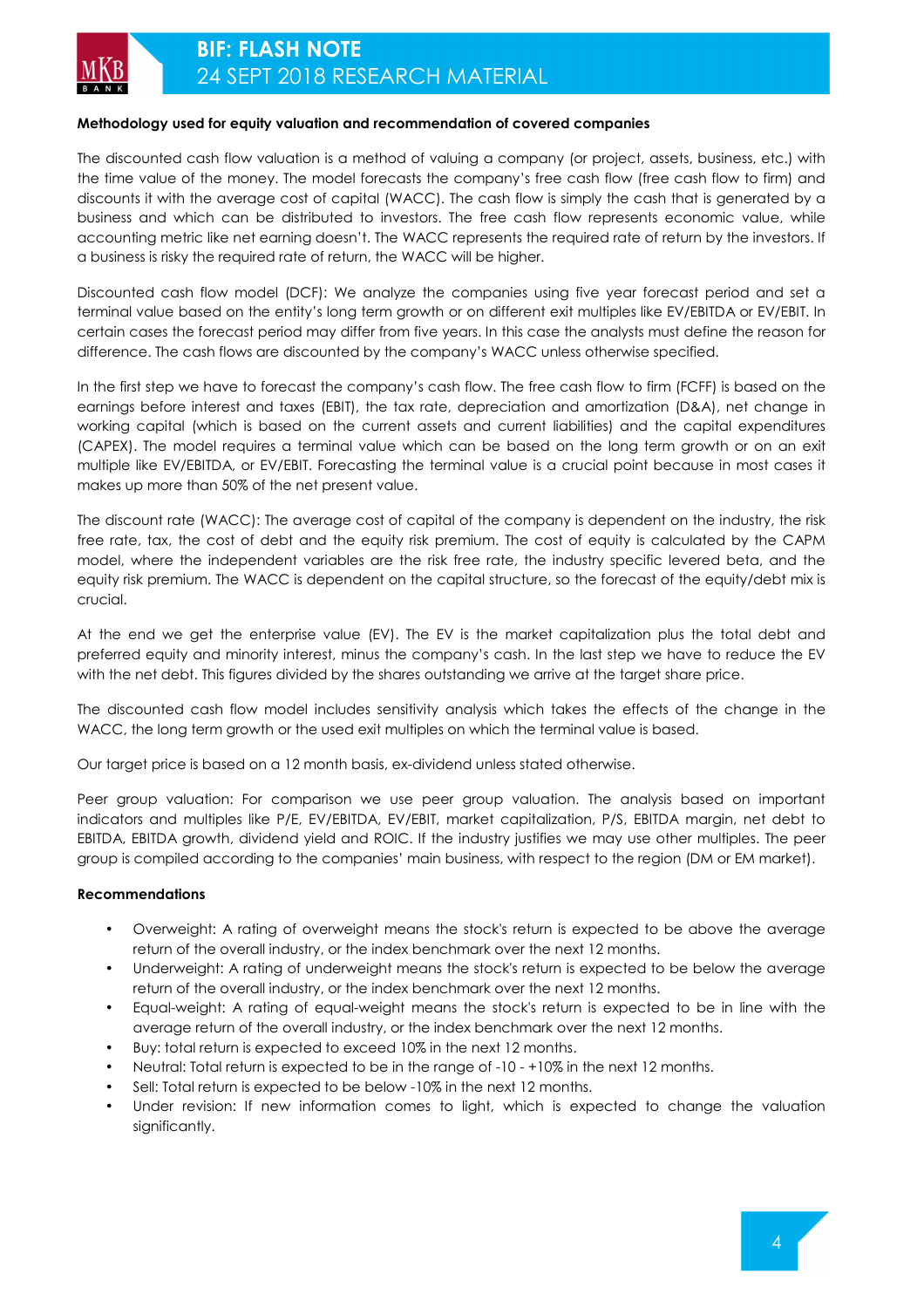**Methodology used for equity valuation and recommendation of covered companies**

The discounted cash flow valuation is a method of valuing a company (or project, assets, business, etc.) with the time value of the money. The model forecasts the company's free cash flow (free cash flow to firm) and discounts it with the average cost of capital (WACC). The cash flow is simply the cash that is generated by a business and which can be distributed to investors. The free cash flow represents economic value, while accounting metric like net earning doesn't. The WACC represents the required rate of return by the investors. If a business is risky the required rate of return, the WACC will be higher.

Discounted cash flow model (DCF): We analyze the companies using five year forecast period and set a terminal value based on the entity's long term growth or on different exit multiples like EV/EBITDA or EV/EBIT. In certain cases the forecast period may differ from five years. In this case the analysts must define the reason for difference. The cash flows are discounted by the company's WACC unless otherwise specified.

In the first step we have to forecast the company's cash flow. The free cash flow to firm (FCFF) is based on the earnings before interest and taxes (EBIT), the tax rate, depreciation and amortization (D&A), net change in working capital (which is based on the current assets and current liabilities) and the capital expenditures (CAPEX). The model requires a terminal value which can be based on the long term growth or on an exit multiple like EV/EBITDA, or EV/EBIT. Forecasting the terminal value is a crucial point because in most cases it makes up more than 50% of the net present value.

The discount rate (WACC): The average cost of capital of the company is dependent on the industry, the risk free rate, tax, the cost of debt and the equity risk premium. The cost of equity is calculated by the CAPM model, where the independent variables are the risk free rate, the industry specific levered beta, and the equity risk premium. The WACC is dependent on the capital structure, so the forecast of the equity/debt mix is crucial.

At the end we get the enterprise value (EV). The EV is the market capitalization plus the total debt and preferred equity and minority interest, minus the company's cash. In the last step we have to reduce the EV with the net debt. This figures divided by the shares outstanding we arrive at the target share price.

The discounted cash flow model includes sensitivity analysis which takes the effects of the change in the WACC, the long term growth or the used exit multiples on which the terminal value is based.

Our target price is based on a 12 month basis, ex-dividend unless stated otherwise.

Peer group valuation: For comparison we use peer group valuation. The analysis based on important indicators and multiples like P/E, EV/EBITDA, EV/EBIT, market capitalization, P/S, EBITDA margin, net debt to EBITDA, EBITDA growth, dividend yield and ROIC. If the industry justifies we may use other multiples. The peer group is compiled according to the companies' main business, with respect to the region (DM or EM market).

**Recommendations**

- Overweight: A rating of overweight means the stock's return is expected to be above the average return of the overall industry, or the index benchmark over the next 12 months.
- Underweight: A rating of underweight means the stock's return is expected to be below the average return of the overall industry, or the index benchmark over the next 12 months.
- Equal-weight: A rating of equal-weight means the stock's return is expected to be in line with the average return of the overall industry, or the index benchmark over the next 12 months.
- Buy: total return is expected to exceed 10% in the next 12 months.
- Neutral: Total return is expected to be in the range of -10 - +10% in the next 12 months.
- Sell: Total return is expected to be below -10% in the next 12 months.
- Under revision: If new information comes to light, which is expected to change the valuation significantly.